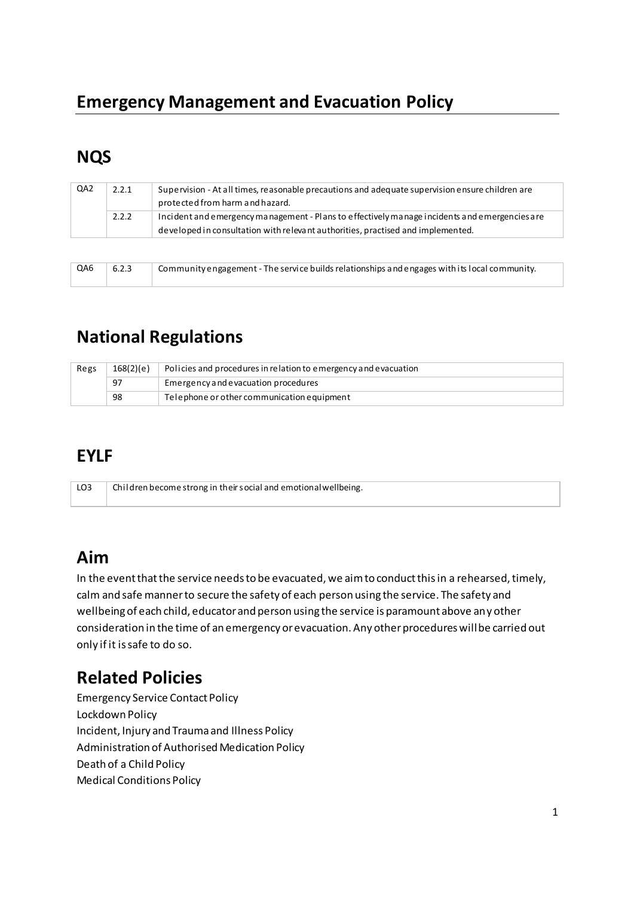# Emergency Management and Evacuation Policy

## NQS

| | | |
|---|---|---|
| QA2 | 2.2.1 | Supervision - At all times, reasonable precautions and adequate supervision ensure children are protected from harm and hazard. |
| | 2.2.2 | Incident and emergency management - Plans to effectively manage incidents and emergencies are developed in consultation with relevant authorities, practised and implemented. |

| | | |
|---|---|---|
| QA6 | 6.2.3 | Community engagement - The service builds relationships and engages with its local community. |

## National Regulations

| | | |
|---|---|---|
| Regs | 168(2)(e) | Policies and procedures in relation to emergency and evacuation |
| | 97 | Emergency and evacuation procedures |
| | 98 | Telephone or other communication equipment |

## EYLF

| | |
|---|---|
| LO3 | Children become strong in their social and emotional wellbeing. |

## Aim

In the event that the service needs to be evacuated, we aim to conduct this in a rehearsed, timely, calm and safe manner to secure the safety of each person using the service. The safety and wellbeing of each child, educator and person using the service is paramount above any other consideration in the time of an emergency or evacuation. Any other procedures will be carried out only if it is safe to do so.

## Related Policies

Emergency Service Contact Policy
Lockdown Policy
Incident, Injury and Trauma and Illness Policy
Administration of Authorised Medication Policy
Death of a Child Policy
Medical Conditions Policy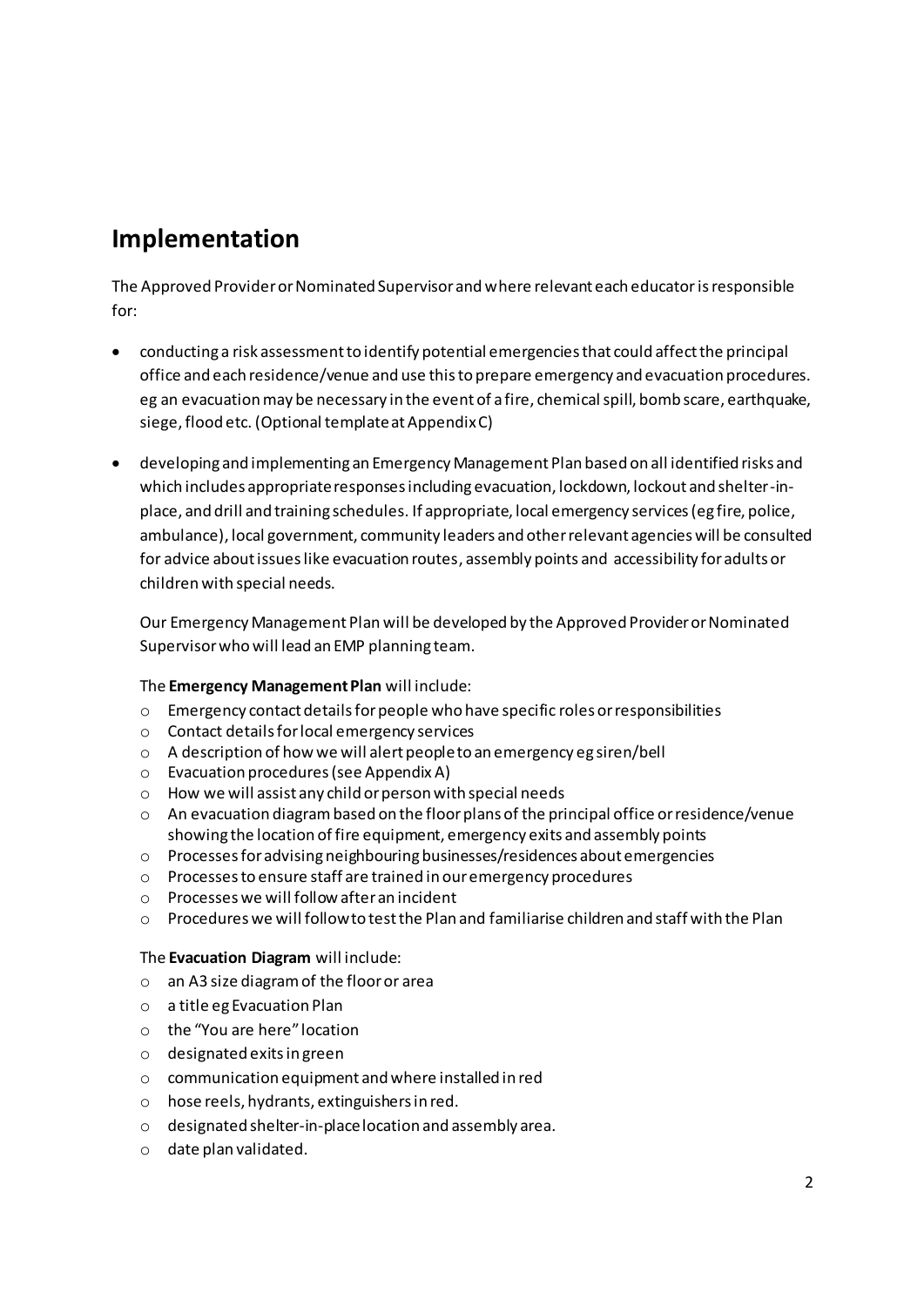## Implementation

The Approved Provider or Nominated Supervisor and where relevant each educator is responsible for:

- conducting a risk assessment to identify potential emergencies that could affect the principal office and each residence/venue and use this to prepare emergency and evacuation procedures. eg an evacuation may be necessary in the event of a fire, chemical spill, bomb scare, earthquake, siege, flood etc. (Optional template at Appendix C)

- developing and implementing an Emergency Management Plan based on all identified risks and which includes appropriate responses including evacuation, lockdown, lockout and shelter-in-place, and drill and training schedules. If appropriate, local emergency services (eg fire, police, ambulance), local government, community leaders and other relevant agencies will be consulted for advice about issues like evacuation routes, assembly points and accessibility for adults or children with special needs.

  Our Emergency Management Plan will be developed by the Approved Provider or Nominated Supervisor who will lead an EMP planning team.

  The **Emergency Management Plan** will include:

  - Emergency contact details for people who have specific roles or responsibilities
  - Contact details for local emergency services
  - A description of how we will alert people to an emergency eg siren/bell
  - Evacuation procedures (see Appendix A)
  - How we will assist any child or person with special needs
  - An evacuation diagram based on the floor plans of the principal office or residence/venue showing the location of fire equipment, emergency exits and assembly points
  - Processes for advising neighbouring businesses/residences about emergencies
  - Processes to ensure staff are trained in our emergency procedures
  - Processes we will follow after an incident
  - Procedures we will follow to test the Plan and familiarise children and staff with the Plan

  The **Evacuation Diagram** will include:

  - an A3 size diagram of the floor or area
  - a title eg Evacuation Plan
  - the "You are here" location
  - designated exits in green
  - communication equipment and where installed in red
  - hose reels, hydrants, extinguishers in red.
  - designated shelter-in-place location and assembly area.
  - date plan validated.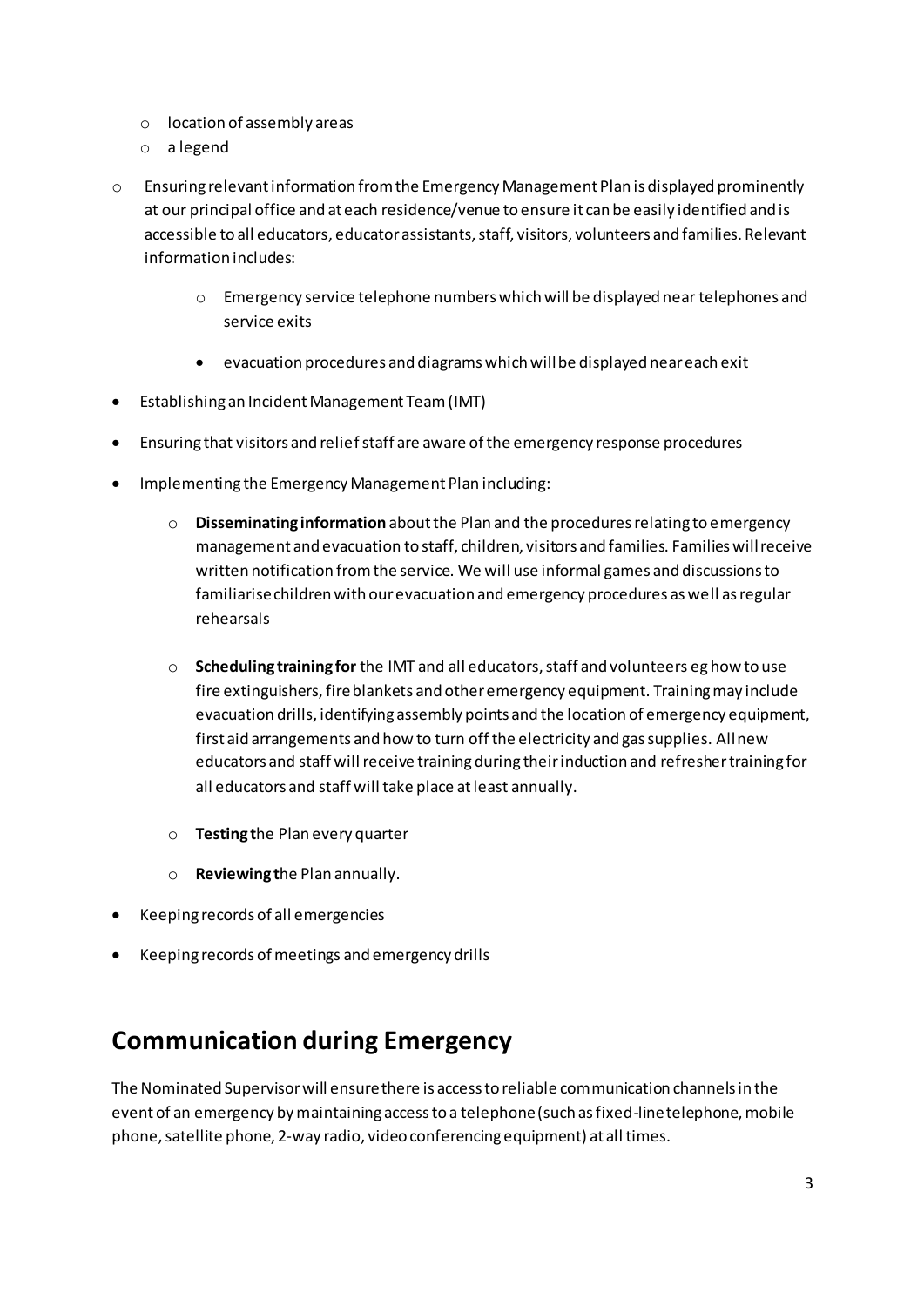- location of assembly areas
  - a legend

- Ensuring relevant information from the Emergency Management Plan is displayed prominently at our principal office and at each residence/venue to ensure it can be easily identified and is accessible to all educators, educator assistants, staff, visitors, volunteers and families. Relevant information includes:
  - Emergency service telephone numbers which will be displayed near telephones and service exits
  - evacuation procedures and diagrams which will be displayed near each exit

- Establishing an Incident Management Team (IMT)
- Ensuring that visitors and relief staff are aware of the emergency response procedures
- Implementing the Emergency Management Plan including:
  - **Disseminating information** about the Plan and the procedures relating to emergency management and evacuation to staff, children, visitors and families. Families will receive written notification from the service. We will use informal games and discussions to familiarise children with our evacuation and emergency procedures as well as regular rehearsals
  - **Scheduling training for** the IMT and all educators, staff and volunteers eg how to use fire extinguishers, fire blankets and other emergency equipment. Training may include evacuation drills, identifying assembly points and the location of emergency equipment, first aid arrangements and how to turn off the electricity and gas supplies. All new educators and staff will receive training during their induction and refresher training for all educators and staff will take place at least annually.
  - **Testing t**he Plan every quarter
  - **Reviewing t**he Plan annually.
- Keeping records of all emergencies
- Keeping records of meetings and emergency drills

## Communication during Emergency

The Nominated Supervisor will ensure there is access to reliable communication channels in the event of an emergency by maintaining access to a telephone (such as fixed-line telephone, mobile phone, satellite phone, 2-way radio, video conferencing equipment) at all times.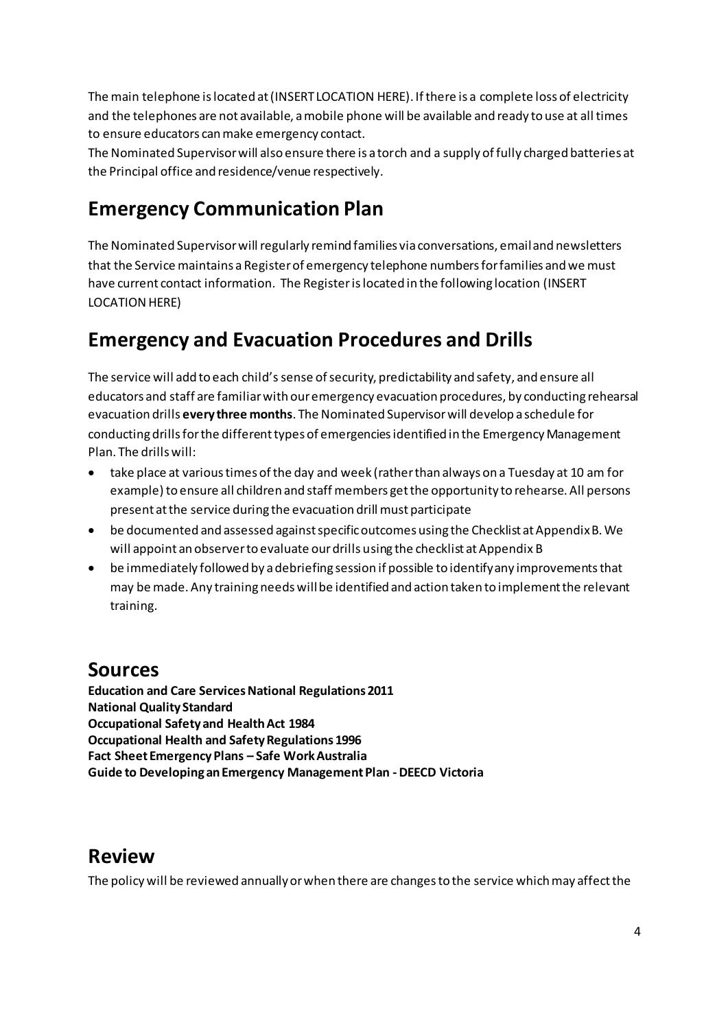The main telephone is located at (INSERT LOCATION HERE). If there is a complete loss of electricity and the telephones are not available, a mobile phone will be available and ready to use at all times to ensure educators can make emergency contact.
The Nominated Supervisor will also ensure there is a torch and a supply of fully charged batteries at the Principal office and residence/venue respectively.

## Emergency Communication Plan

The Nominated Supervisor will regularly remind families via conversations, email and newsletters that the Service maintains a Register of emergency telephone numbers for families and we must have current contact information. The Register is located in the following location (INSERT LOCATION HERE)

## Emergency and Evacuation Procedures and Drills

The service will add to each child's sense of security, predictability and safety, and ensure all educators and staff are familiar with our emergency evacuation procedures, by conducting rehearsal evacuation drills **every three months**. The Nominated Supervisor will develop a schedule for conducting drills for the different types of emergencies identified in the Emergency Management Plan. The drills will:

- take place at various times of the day and week (rather than always on a Tuesday at 10 am for example) to ensure all children and staff members get the opportunity to rehearse. All persons present at the service during the evacuation drill must participate
- be documented and assessed against specific outcomes using the Checklist at Appendix B. We will appoint an observer to evaluate our drills using the checklist at Appendix B
- be immediately followed by a debriefing session if possible to identify any improvements that may be made. Any training needs will be identified and action taken to implement the relevant training.

## Sources

**Education and Care Services National Regulations 2011**
**National Quality Standard**
**Occupational Safety and Health Act 1984**
**Occupational Health and Safety Regulations 1996**
**Fact Sheet Emergency Plans – Safe Work Australia**
**Guide to Developing an Emergency Management Plan - DEECD Victoria**

## Review

The policy will be reviewed annually or when there are changes to the service which may affect the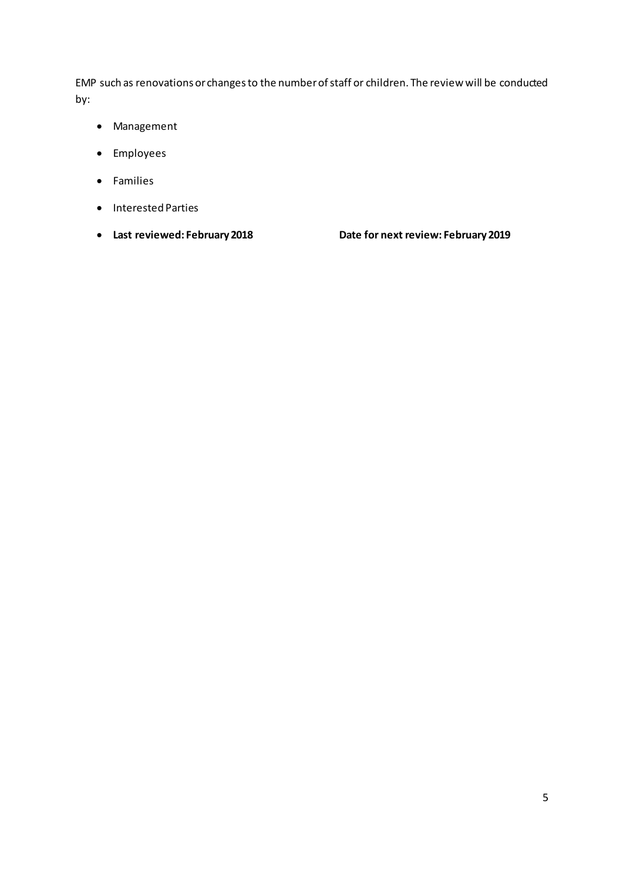EMP such as renovations or changes to the number of staff or children. The review will be conducted by:

- Management
- Employees
- Families
- Interested Parties
- **Last reviewed: February 2018** **Date for next review: February 2019**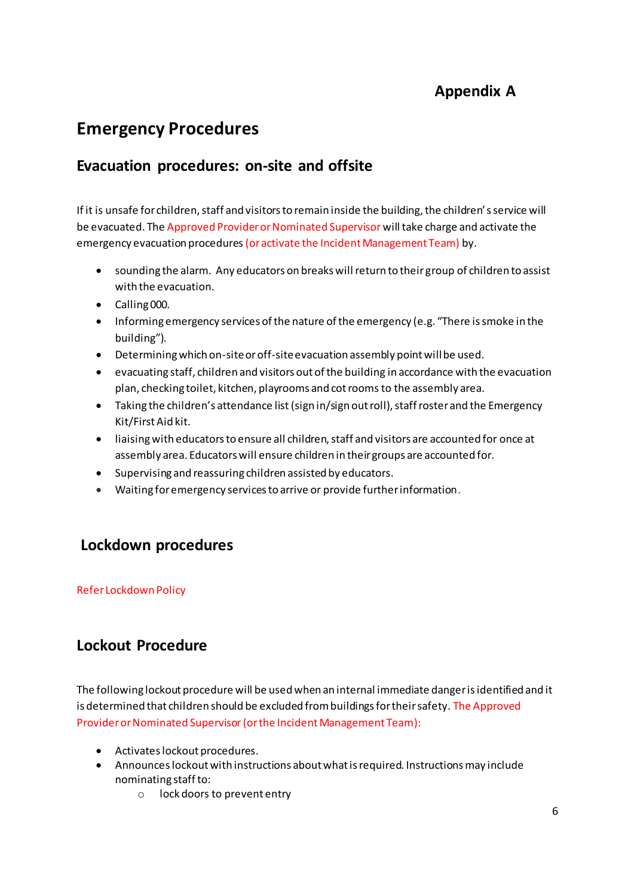## Appendix A

# Emergency Procedures

## Evacuation procedures: on-site and offsite

If it is unsafe for children, staff and visitors to remain inside the building, the children' s service will be evacuated. The Approved Provider or Nominated Supervisor will take charge and activate the emergency evacuation procedures (or activate the Incident Management Team) by.

- sounding the alarm. Any educators on breaks will return to their group of children to assist with the evacuation.
- Calling 000.
- Informing emergency services of the nature of the emergency (e.g. "There is smoke in the building").
- Determining which on-site or off-site evacuation assembly point will be used.
- evacuating staff, children and visitors out of the building in accordance with the evacuation plan, checking toilet, kitchen, playrooms and cot rooms to the assembly area.
- Taking the children's attendance list (sign in/sign out roll), staff roster and the Emergency Kit/First Aid kit.
- liaising with educators to ensure all children, staff and visitors are accounted for once at assembly area. Educators will ensure children in their groups are accounted for.
- Supervising and reassuring children assisted by educators.
- Waiting for emergency services to arrive or provide further information.

## Lockdown procedures

Refer Lockdown Policy

## Lockout Procedure

The following lockout procedure will be used when an internal immediate danger is identified and it is determined that children should be excluded from buildings for their safety. The Approved Provider or Nominated Supervisor (or the Incident Management Team):

- Activates lockout procedures.
- Announces lockout with instructions about what is required. Instructions may include nominating staff to:
  - lock doors to prevent entry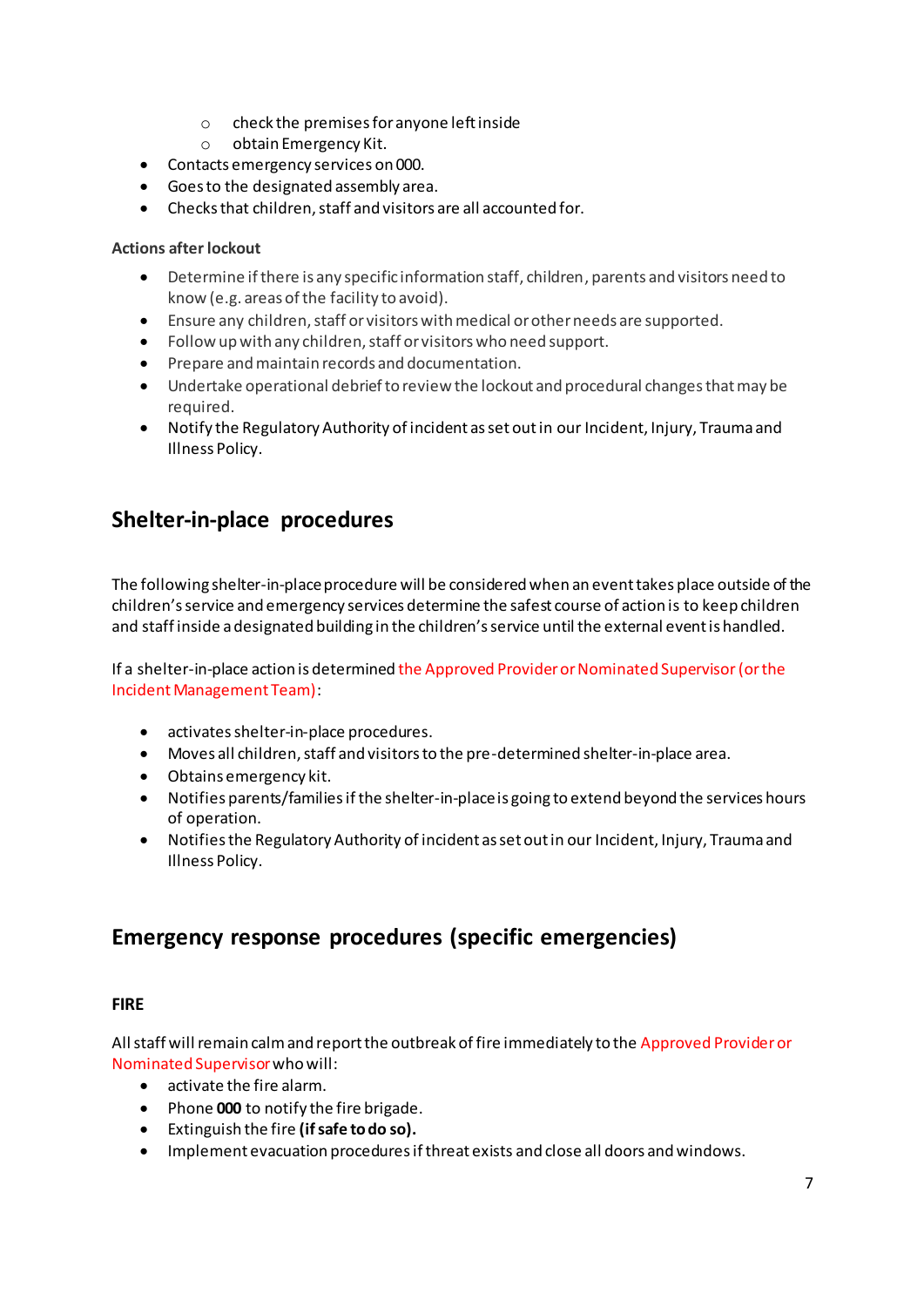- check the premises for anyone left inside
  - obtain Emergency Kit.
- Contacts emergency services on 000.
- Goes to the designated assembly area.
- Checks that children, staff and visitors are all accounted for.

**Actions after lockout**

- Determine if there is any specific information staff, children, parents and visitors need to know (e.g. areas of the facility to avoid).
- Ensure any children, staff or visitors with medical or other needs are supported.
- Follow up with any children, staff or visitors who need support.
- Prepare and maintain records and documentation.
- Undertake operational debrief to review the lockout and procedural changes that may be required.
- Notify the Regulatory Authority of incident as set out in our Incident, Injury, Trauma and Illness Policy.

## Shelter-in-place procedures

The following shelter-in-place procedure will be considered when an event takes place outside of the children's service and emergency services determine the safest course of action is to keep children and staff inside a designated building in the children's service until the external event is handled.

If a shelter-in-place action is determined the Approved Provider or Nominated Supervisor (or the Incident Management Team):

- activates shelter-in-place procedures.
- Moves all children, staff and visitors to the pre-determined shelter-in-place area.
- Obtains emergency kit.
- Notifies parents/families if the shelter-in-place is going to extend beyond the services hours of operation.
- Notifies the Regulatory Authority of incident as set out in our Incident, Injury, Trauma and Illness Policy.

## Emergency response procedures (specific emergencies)

**FIRE**

All staff will remain calm and report the outbreak of fire immediately to the Approved Provider or Nominated Supervisor who will:

- activate the fire alarm.
- Phone **000** to notify the fire brigade.
- Extinguish the fire **(if safe to do so).**
- Implement evacuation procedures if threat exists and close all doors and windows.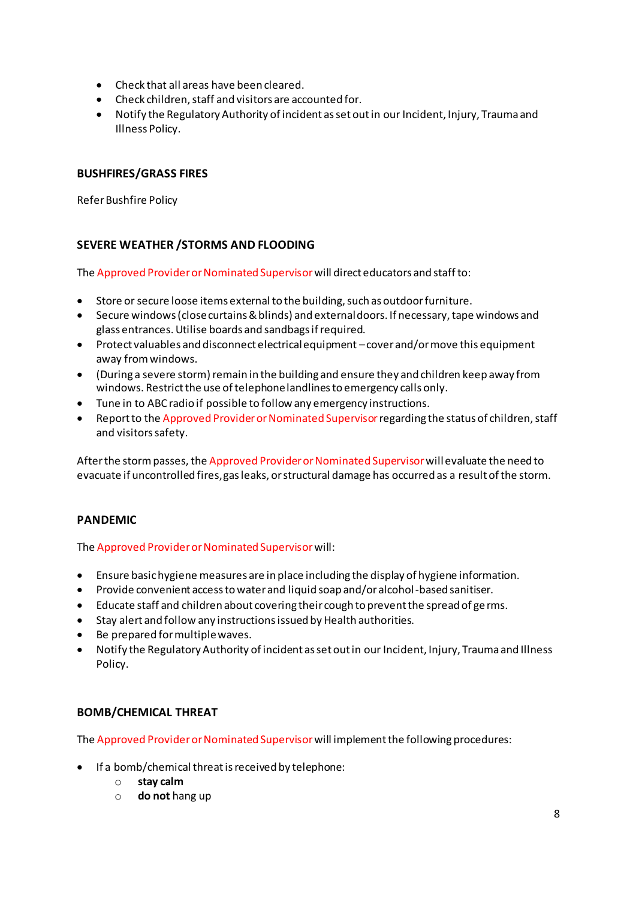- Check that all areas have been cleared.
- Check children, staff and visitors are accounted for.
- Notify the Regulatory Authority of incident as set out in our Incident, Injury, Trauma and Illness Policy.

**BUSHFIRES/GRASS FIRES**

Refer Bushfire Policy

**SEVERE WEATHER /STORMS AND FLOODING**

The Approved Provider or Nominated Supervisor will direct educators and staff to:

- Store or secure loose items external to the building, such as outdoor furniture.
- Secure windows (close curtains & blinds) and external doors. If necessary, tape windows and glass entrances. Utilise boards and sandbags if required.
- Protect valuables and disconnect electrical equipment – cover and/or move this equipment away from windows.
- (During a severe storm) remain in the building and ensure they and children keep away from windows. Restrict the use of telephone landlines to emergency calls only.
- Tune in to ABC radio if possible to follow any emergency instructions.
- Report to the Approved Provider or Nominated Supervisor regarding the status of children, staff and visitors safety.

After the storm passes, the Approved Provider or Nominated Supervisor will evaluate the need to evacuate if uncontrolled fires, gas leaks, or structural damage has occurred as a result of the storm.

**PANDEMIC**

The Approved Provider or Nominated Supervisor will:

- Ensure basic hygiene measures are in place including the display of hygiene information.
- Provide convenient access to water and liquid soap and/or alcohol-based sanitiser.
- Educate staff and children about covering their cough to prevent the spread of germs.
- Stay alert and follow any instructions issued by Health authorities.
- Be prepared for multiple waves.
- Notify the Regulatory Authority of incident as set out in our Incident, Injury, Trauma and Illness Policy.

**BOMB/CHEMICAL THREAT**

The Approved Provider or Nominated Supervisor will implement the following procedures:

- If a bomb/chemical threat is received by telephone:
    - **stay calm**
    - **do not** hang up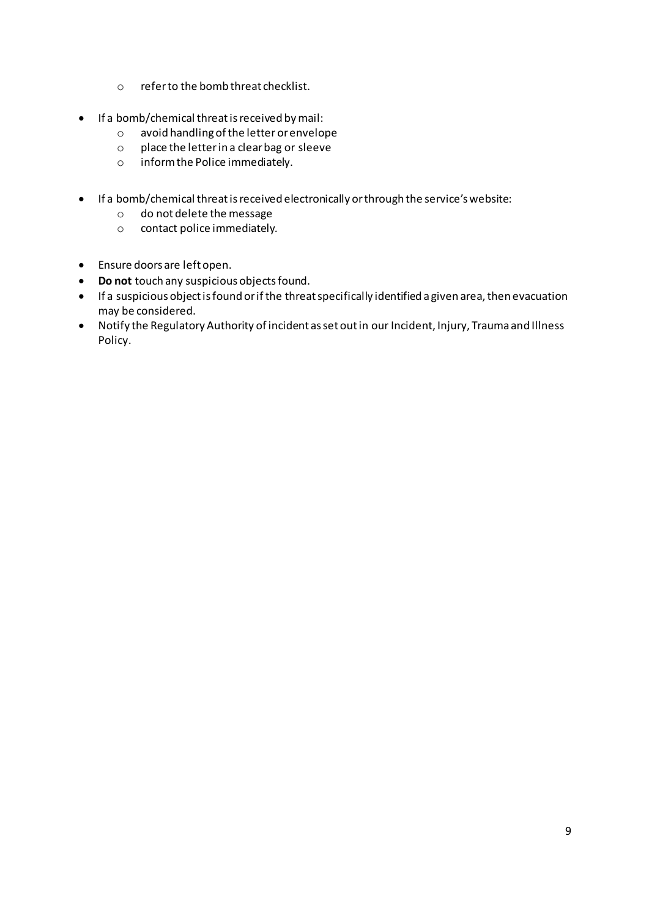- refer to the bomb threat checklist.

- If a bomb/chemical threat is received by mail:
  - avoid handling of the letter or envelope
  - place the letter in a clear bag or sleeve
  - inform the Police immediately.

- If a bomb/chemical threat is received electronically or through the service's website:
  - do not delete the message
  - contact police immediately.

- Ensure doors are left open.
- **Do not** touch any suspicious objects found.
- If a suspicious object is found or if the threat specifically identified a given area, then evacuation may be considered.
- Notify the Regulatory Authority of incident as set out in our Incident, Injury, Trauma and Illness Policy.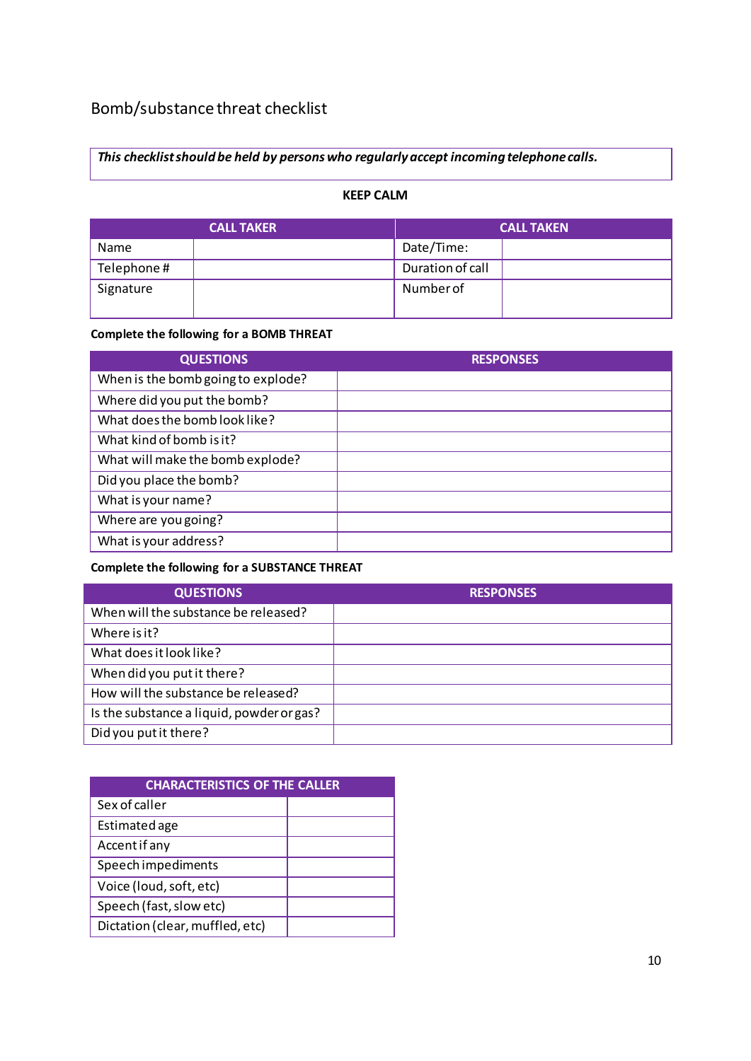# Bomb/substance threat checklist

***This checklist should be held by persons who regularly accept incoming telephone calls.***

**KEEP CALM**

| CALL TAKER | | CALL TAKEN | |
|---|---|---|---|
| Name | | Date/Time: | |
| Telephone # | | Duration of call | |
| Signature | | Number of | |

**Complete the following for a BOMB THREAT**

| QUESTIONS | RESPONSES |
|---|---|
| When is the bomb going to explode? | |
| Where did you put the bomb? | |
| What does the bomb look like? | |
| What kind of bomb is it? | |
| What will make the bomb explode? | |
| Did you place the bomb? | |
| What is your name? | |
| Where are you going? | |
| What is your address? | |

**Complete the following for a SUBSTANCE THREAT**

| QUESTIONS | RESPONSES |
|---|---|
| When will the substance be released? | |
| Where is it? | |
| What does it look like? | |
| When did you put it there? | |
| How will the substance be released? | |
| Is the substance a liquid, powder or gas? | |
| Did you put it there? | |

| CHARACTERISTICS OF THE CALLER | |
|---|---|
| Sex of caller | |
| Estimated age | |
| Accent if any | |
| Speech impediments | |
| Voice (loud, soft, etc) | |
| Speech (fast, slow etc) | |
| Dictation (clear, muffled, etc) | |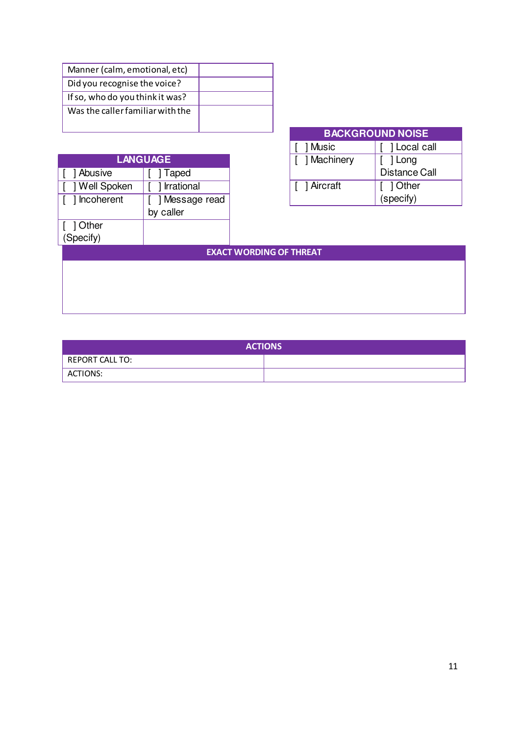| Manner (calm, emotional, etc) | |
|---|---|
| Did you recognise the voice? | |
| If so, who do you think it was? | |
| Was the caller familiar with the | |

| LANGUAGE | |
|---|---|
| [ ] Abusive | [ ] Taped |
| [ ] Well Spoken | [ ] Irrational |
| [ ] Incoherent | [ ] Message read by caller |
| [ ] Other (Specify) | |

| BACKGROUND NOISE | |
|---|---|
| [ ] Music | [ ] Local call |
| [ ] Machinery | [ ] Long Distance Call |
| [ ] Aircraft | [ ] Other (specify) |

| EXACT WORDING OF THREAT |
|---|
| |

| ACTIONS | |
|---|---|
| REPORT CALL TO: | |
| ACTIONS: | |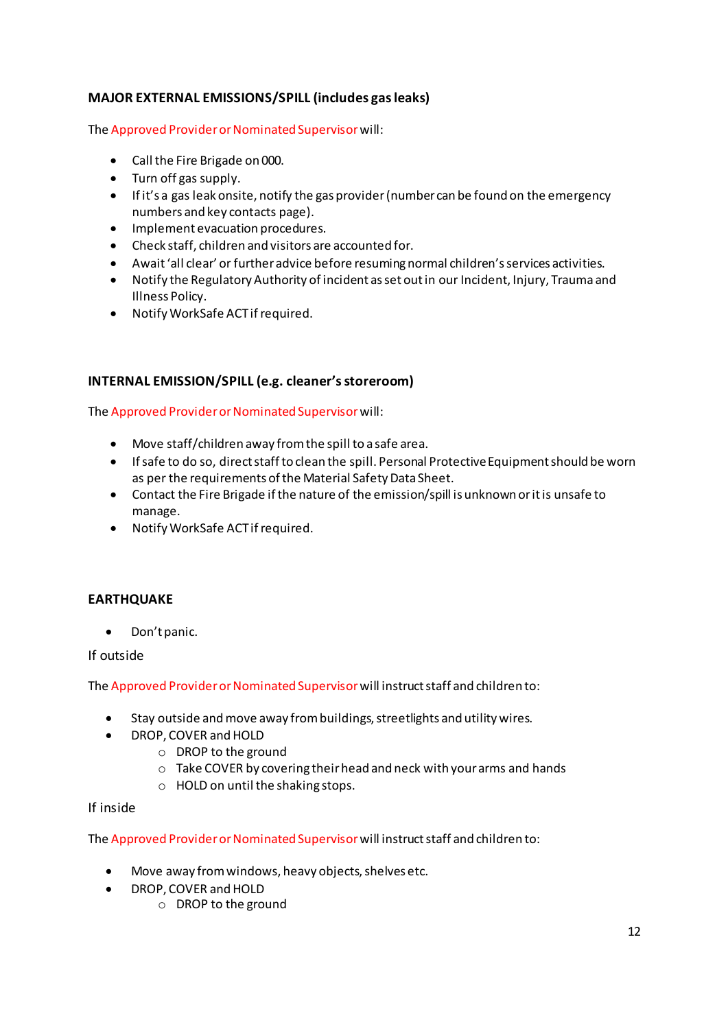**MAJOR EXTERNAL EMISSIONS/SPILL (includes gas leaks)**

The Approved Provider or Nominated Supervisor will:

- Call the Fire Brigade on 000.
- Turn off gas supply.
- If it's a gas leak onsite, notify the gas provider (number can be found on the emergency numbers and key contacts page).
- Implement evacuation procedures.
- Check staff, children and visitors are accounted for.
- Await 'all clear' or further advice before resuming normal children's services activities.
- Notify the Regulatory Authority of incident as set out in our Incident, Injury, Trauma and Illness Policy.
- Notify WorkSafe ACT if required.

**INTERNAL EMISSION/SPILL (e.g. cleaner's storeroom)**

The Approved Provider or Nominated Supervisor will:

- Move staff/children away from the spill to a safe area.
- If safe to do so, direct staff to clean the spill. Personal Protective Equipment should be worn as per the requirements of the Material Safety Data Sheet.
- Contact the Fire Brigade if the nature of the emission/spill is unknown or it is unsafe to manage.
- Notify WorkSafe ACT if required.

**EARTHQUAKE**

- Don't panic.

If outside

The Approved Provider or Nominated Supervisor will instruct staff and children to:

- Stay outside and move away from buildings, streetlights and utility wires.
- DROP, COVER and HOLD
  - DROP to the ground
  - Take COVER by covering their head and neck with your arms and hands
  - HOLD on until the shaking stops.

If inside

The Approved Provider or Nominated Supervisor will instruct staff and children to:

- Move away from windows, heavy objects, shelves etc.
- DROP, COVER and HOLD
  - DROP to the ground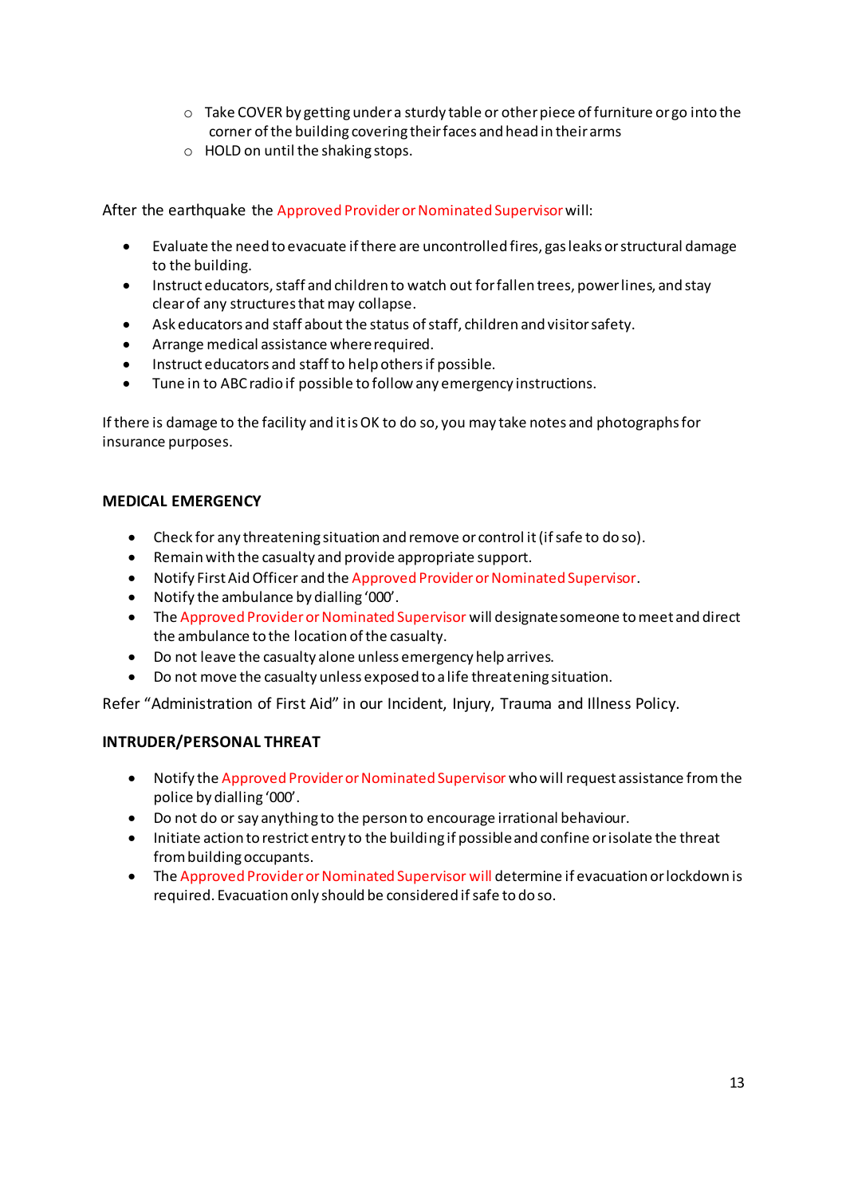- Take COVER by getting under a sturdy table or other piece of furniture or go into the corner of the building covering their faces and head in their arms
- HOLD on until the shaking stops.

After the earthquake the Approved Provider or Nominated Supervisor will:

- Evaluate the need to evacuate if there are uncontrolled fires, gas leaks or structural damage to the building.
- Instruct educators, staff and children to watch out for fallen trees, power lines, and stay clear of any structures that may collapse.
- Ask educators and staff about the status of staff, children and visitor safety.
- Arrange medical assistance where required.
- Instruct educators and staff to help others if possible.
- Tune in to ABC radio if possible to follow any emergency instructions.

If there is damage to the facility and it is OK to do so, you may take notes and photographs for insurance purposes.

**MEDICAL EMERGENCY**

- Check for any threatening situation and remove or control it (if safe to do so).
- Remain with the casualty and provide appropriate support.
- Notify First Aid Officer and the Approved Provider or Nominated Supervisor.
- Notify the ambulance by dialling '000'.
- The Approved Provider or Nominated Supervisor will designate someone to meet and direct the ambulance to the location of the casualty.
- Do not leave the casualty alone unless emergency help arrives.
- Do not move the casualty unless exposed to a life threatening situation.

Refer "Administration of First Aid" in our Incident, Injury, Trauma and Illness Policy.

**INTRUDER/PERSONAL THREAT**

- Notify the Approved Provider or Nominated Supervisor who will request assistance from the police by dialling '000'.
- Do not do or say anything to the person to encourage irrational behaviour.
- Initiate action to restrict entry to the building if possible and confine or isolate the threat from building occupants.
- The Approved Provider or Nominated Supervisor will determine if evacuation or lockdown is required. Evacuation only should be considered if safe to do so.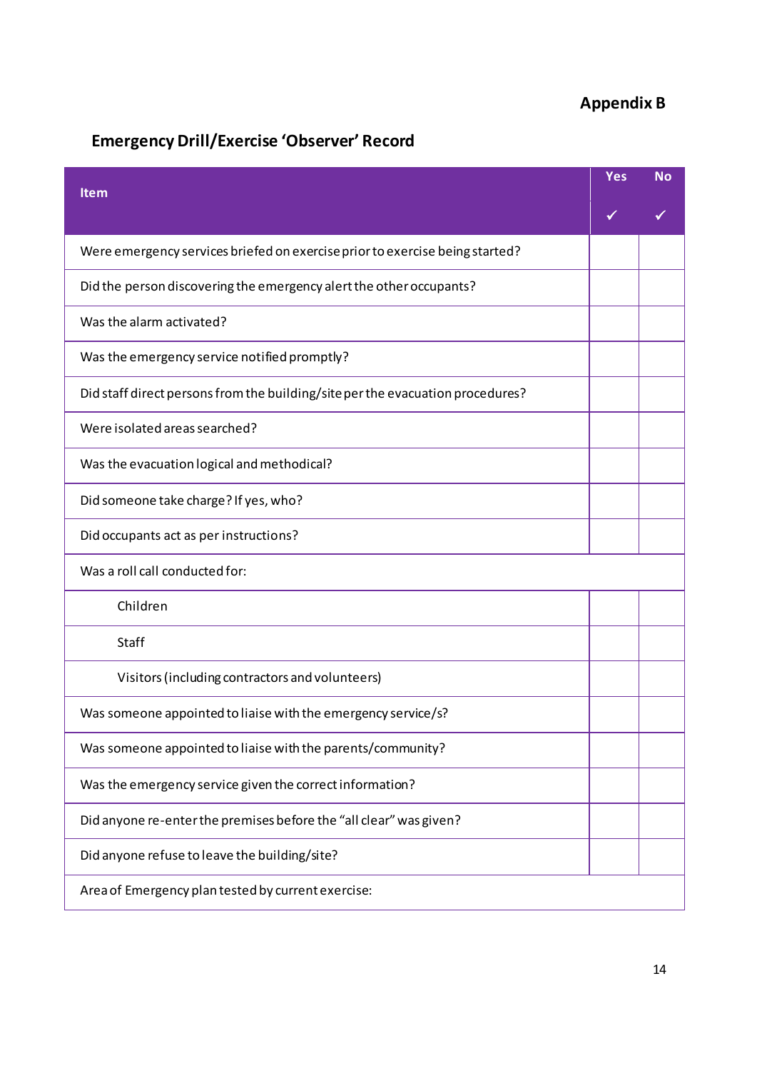**Appendix B**

## Emergency Drill/Exercise 'Observer' Record

| Item | Yes ✓ | No ✓ |
|---|---|---|
| Were emergency services briefed on exercise prior to exercise being started? | | |
| Did the person discovering the emergency alert the other occupants? | | |
| Was the alarm activated? | | |
| Was the emergency service notified promptly? | | |
| Did staff direct persons from the building/site per the evacuation procedures? | | |
| Were isolated areas searched? | | |
| Was the evacuation logical and methodical? | | |
| Did someone take charge? If yes, who? | | |
| Did occupants act as per instructions? | | |
| Was a roll call conducted for: | | |
| Children | | |
| Staff | | |
| Visitors (including contractors and volunteers) | | |
| Was someone appointed to liaise with the emergency service/s? | | |
| Was someone appointed to liaise with the parents/community? | | |
| Was the emergency service given the correct information? | | |
| Did anyone re-enter the premises before the "all clear" was given? | | |
| Did anyone refuse to leave the building/site? | | |
| Area of Emergency plan tested by current exercise: | | |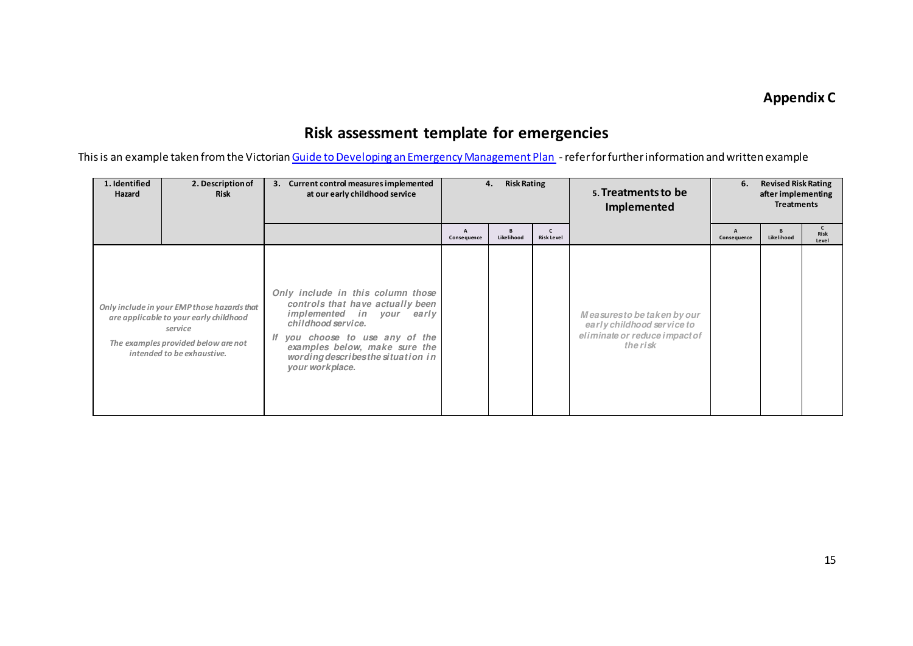**Appendix C**

# Risk assessment template for emergencies

This is an example taken from the Victorian Guide to Developing an Emergency Management Plan - refer for further information and written example

| 1. Identified Hazard | 2. Description of Risk | 3. Current control measures implemented at our early childhood service | 4. Risk Rating | | | 5. Treatments to be Implemented | 6. Revised Risk Rating after implementing Treatments | | |
|---|---|---|---|---|---|---|---|---|---|
| | | | A Consequence | B Likelihood | C Risk Level | | A Consequence | B Likelihood | C Risk Level |
| *Only include in your EMP those hazards that are applicable to your early childhood service*<br>*The examples provided below are not intended to be exhaustive.* | | *Only include in this column those controls that have actually been implemented in your early childhood service.*<br>*If you choose to use any of the examples below, make sure the wording describes the situation in your workplace.* | | | | *Measures to be taken by our early childhood service to eliminate or reduce impact of the risk* | | | |